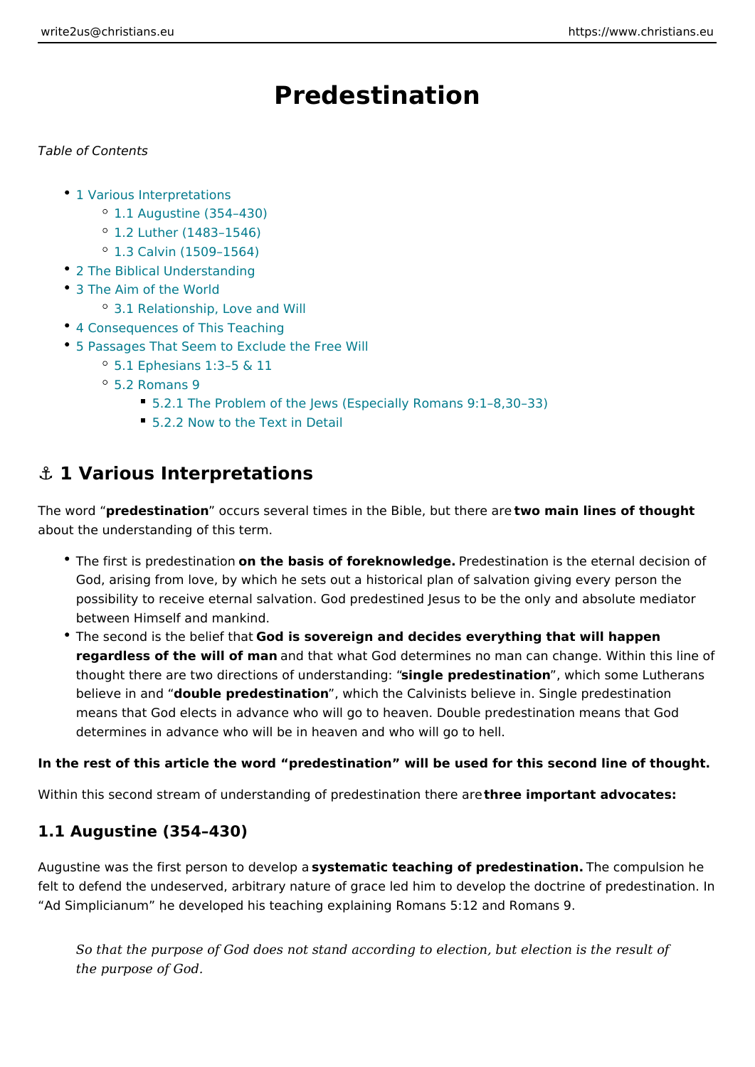# Predestination

*Table of Contents*

- 1 Various Interpretations
  - 1.1 Augustine (354–430)
  - 1.2 Luther (1483–1546)
  - 1.3 Calvin (1509–1564)
- 2 The Biblical Understanding
- 3 The Aim of the World
  - 3.1 Relationship, Love and Will
- 4 Consequences of This Teaching
- 5 Passages That Seem to Exclude the Free Will
  - 5.1 Ephesians 1:3–5 & 11
  - 5.2 Romans 9
    - 5.2.1 The Problem of the Jews (Especially Romans 9:1–8,30–33)
    - 5.2.2 Now to the Text in Detail

## ⚓ 1 Various Interpretations

The word "**predestination**" occurs several times in the Bible, but there are **two main lines of thought** about the understanding of this term.

- The first is predestination **on the basis of foreknowledge.** Predestination is the eternal decision of God, arising from love, by which he sets out a historical plan of salvation giving every person the possibility to receive eternal salvation. God predestined Jesus to be the only and absolute mediator between Himself and mankind.
- The second is the belief that **God is sovereign and decides everything that will happen regardless of the will of man** and that what God determines no man can change. Within this line of thought there are two directions of understanding: "**single predestination**", which some Lutherans believe in and "**double predestination**", which the Calvinists believe in. Single predestination means that God elects in advance who will go to heaven. Double predestination means that God determines in advance who will be in heaven and who will go to hell.

**In the rest of this article the word "predestination" will be used for this second line of thought.**

Within this second stream of understanding of predestination there are **three important advocates:**

### 1.1 Augustine (354–430)

Augustine was the first person to develop a **systematic teaching of predestination.** The compulsion he felt to defend the undeserved, arbitrary nature of grace led him to develop the doctrine of predestination. In "Ad Simplicianum" he developed his teaching explaining Romans 5:12 and Romans 9.

> *So that the purpose of God does not stand according to election, but election is the result of the purpose of God.*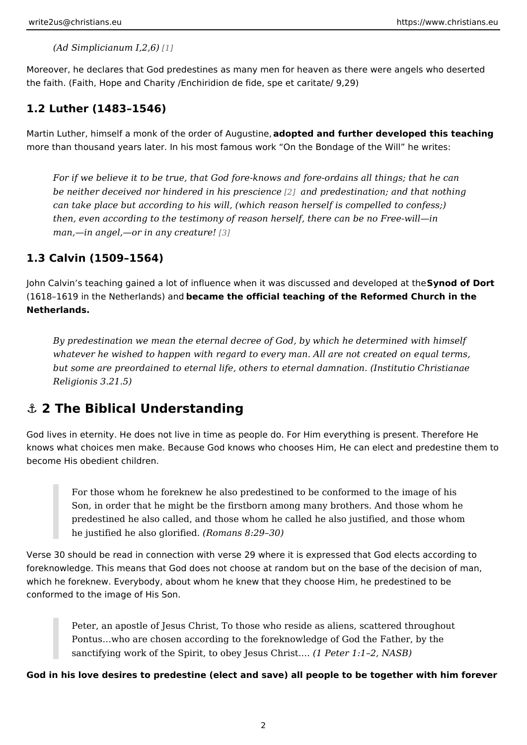> *(Ad Simplicianum I,2,6)* [1]

Moreover, he declares that God predestines as many men for heaven as there were angels who deserted the faith. (Faith, Hope and Charity /Enchiridion de fide, spe et caritate/ 9,29)

### 1.2 Luther (1483–1546)

Martin Luther, himself a monk of the order of Augustine, **adopted and further developed this teaching** more than thousand years later. In his most famous work "On the Bondage of the Will" he writes:

> *For if we believe it to be true, that God fore-knows and fore-ordains all things; that he can be neither deceived nor hindered in his prescience* [2] *and predestination; and that nothing can take place but according to his will, (which reason herself is compelled to confess;) then, even according to the testimony of reason herself, there can be no Free-will—in man,—in angel,—or in any creature!* [3]

### 1.3 Calvin (1509–1564)

John Calvin's teaching gained a lot of influence when it was discussed and developed at the **Synod of Dort** (1618–1619 in the Netherlands) and **became the official teaching of the Reformed Church in the Netherlands.**

> *By predestination we mean the eternal decree of God, by which he determined with himself whatever he wished to happen with regard to every man. All are not created on equal terms, but some are preordained to eternal life, others to eternal damnation. (Institutio Christianae Religionis 3.21.5)*

## ⚓ 2 The Biblical Understanding

God lives in eternity. He does not live in time as people do. For Him everything is present. Therefore He knows what choices men make. Because God knows who chooses Him, He can elect and predestine them to become His obedient children.

> For those whom he foreknew he also predestined to be conformed to the image of his Son, in order that he might be the firstborn among many brothers. And those whom he predestined he also called, and those whom he called he also justified, and those whom he justified he also glorified. *(Romans 8:29–30)*

Verse 30 should be read in connection with verse 29 where it is expressed that God elects according to foreknowledge. This means that God does not choose at random but on the base of the decision of man, which he foreknew. Everybody, about whom he knew that they choose Him, he predestined to be conformed to the image of His Son.

> Peter, an apostle of Jesus Christ, To those who reside as aliens, scattered throughout Pontus…who are chosen according to the foreknowledge of God the Father, by the sanctifying work of the Spirit, to obey Jesus Christ.… *(1 Peter 1:1–2, NASB)*

**God in his love desires to predestine (elect and save) all people to be together with him forever**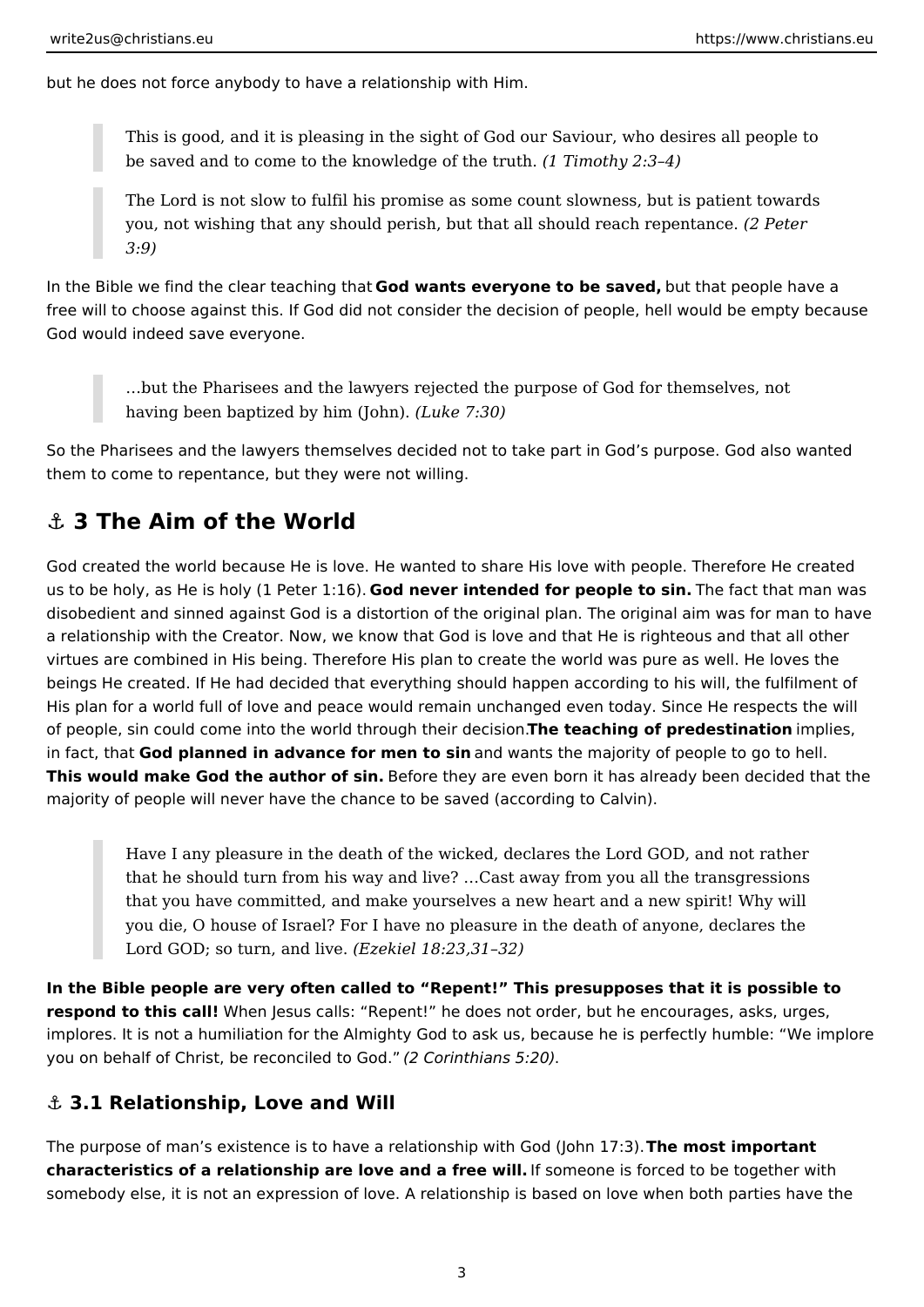but he does not force anybody to have a relationship with Him.

> This is good, and it is pleasing in the sight of God our Saviour, who desires all people to be saved and to come to the knowledge of the truth. *(1 Timothy 2:3–4)*

> The Lord is not slow to fulfil his promise as some count slowness, but is patient towards you, not wishing that any should perish, but that all should reach repentance. *(2 Peter 3:9)*

In the Bible we find the clear teaching that **God wants everyone to be saved,** but that people have a free will to choose against this. If God did not consider the decision of people, hell would be empty because God would indeed save everyone.

> …but the Pharisees and the lawyers rejected the purpose of God for themselves, not having been baptized by him (John). *(Luke 7:30)*

So the Pharisees and the lawyers themselves decided not to take part in God's purpose. God also wanted them to come to repentance, but they were not willing.

## ⚓ 3 The Aim of the World

God created the world because He is love. He wanted to share His love with people. Therefore He created us to be holy, as He is holy (1 Peter 1:16). **God never intended for people to sin.** The fact that man was disobedient and sinned against God is a distortion of the original plan. The original aim was for man to have a relationship with the Creator. Now, we know that God is love and that He is righteous and that all other virtues are combined in His being. Therefore His plan to create the world was pure as well. He loves the beings He created. If He had decided that everything should happen according to his will, the fulfilment of His plan for a world full of love and peace would remain unchanged even today. Since He respects the will of people, sin could come into the world through their decision. **The teaching of predestination** implies, in fact, that **God planned in advance for men to sin** and wants the majority of people to go to hell. **This would make God the author of sin.** Before they are even born it has already been decided that the majority of people will never have the chance to be saved (according to Calvin).

> Have I any pleasure in the death of the wicked, declares the Lord GOD, and not rather that he should turn from his way and live? …Cast away from you all the transgressions that you have committed, and make yourselves a new heart and a new spirit! Why will you die, O house of Israel? For I have no pleasure in the death of anyone, declares the Lord GOD; so turn, and live. *(Ezekiel 18:23,31–32)*

**In the Bible people are very often called to "Repent!" This presupposes that it is possible to respond to this call!** When Jesus calls: "Repent!" he does not order, but he encourages, asks, urges, implores. It is not a humiliation for the Almighty God to ask us, because he is perfectly humble: "We implore you on behalf of Christ, be reconciled to God." *(2 Corinthians 5:20)*.

### ⚓ 3.1 Relationship, Love and Will

The purpose of man's existence is to have a relationship with God (John 17:3). **The most important characteristics of a relationship are love and a free will.** If someone is forced to be together with somebody else, it is not an expression of love. A relationship is based on love when both parties have the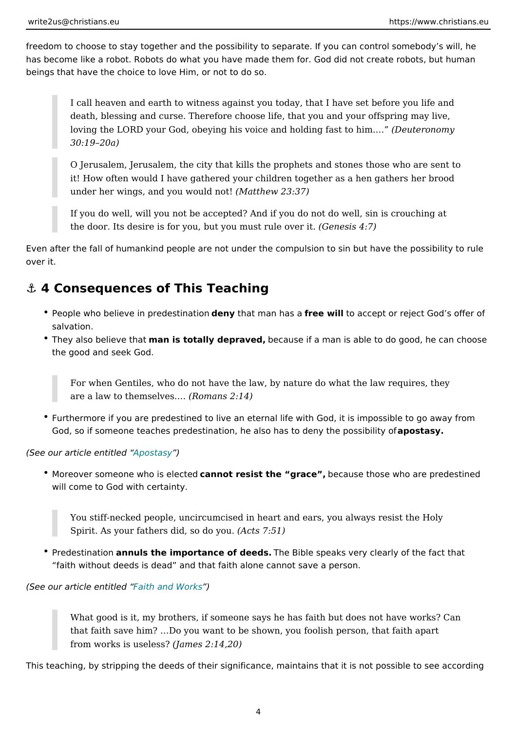freedom to choose to stay together and the possibility to separate. If you can control somebody's will, he has become like a robot. Robots do what you have made them for. God did not create robots, but human beings that have the choice to love Him, or not to do so.

> I call heaven and earth to witness against you today, that I have set before you life and death, blessing and curse. Therefore choose life, that you and your offspring may live, loving the LORD your God, obeying his voice and holding fast to him.…" *(Deuteronomy 30:19–20a)*

> O Jerusalem, Jerusalem, the city that kills the prophets and stones those who are sent to it! How often would I have gathered your children together as a hen gathers her brood under her wings, and you would not! *(Matthew 23:37)*

> If you do well, will you not be accepted? And if you do not do well, sin is crouching at the door. Its desire is for you, but you must rule over it. *(Genesis 4:7)*

Even after the fall of humankind people are not under the compulsion to sin but have the possibility to rule over it.

## ⚓ 4 Consequences of This Teaching

- People who believe in predestination **deny** that man has a **free will** to accept or reject God's offer of salvation.
- They also believe that **man is totally depraved,** because if a man is able to do good, he can choose the good and seek God.

> For when Gentiles, who do not have the law, by nature do what the law requires, they are a law to themselves.… *(Romans 2:14)*

- Furthermore if you are predestined to live an eternal life with God, it is impossible to go away from God, so if someone teaches predestination, he also has to deny the possibility of **apostasy.**

*(See our article entitled "Apostasy")*

- Moreover someone who is elected **cannot resist the "grace",** because those who are predestined will come to God with certainty.

> You stiff-necked people, uncircumcised in heart and ears, you always resist the Holy Spirit. As your fathers did, so do you. *(Acts 7:51)*

- Predestination **annuls the importance of deeds.** The Bible speaks very clearly of the fact that "faith without deeds is dead" and that faith alone cannot save a person.

*(See our article entitled "Faith and Works")*

> What good is it, my brothers, if someone says he has faith but does not have works? Can that faith save him? …Do you want to be shown, you foolish person, that faith apart from works is useless? *(James 2:14,20)*

This teaching, by stripping the deeds of their significance, maintains that it is not possible to see according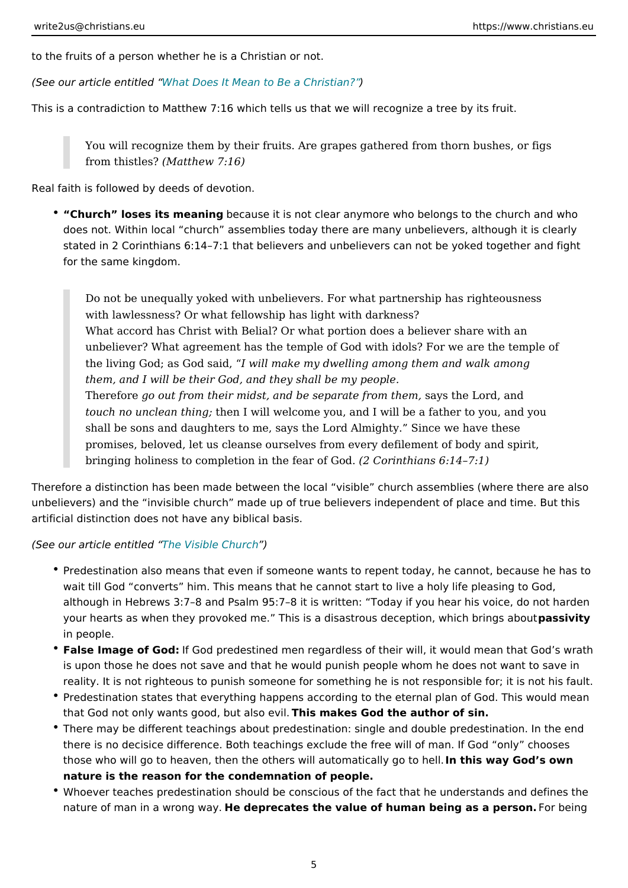to the fruits of a person whether he is a Christian or not.

*(See our article entitled "What Does It Mean to Be a Christian?")*

This is a contradiction to Matthew 7:16 which tells us that we will recognize a tree by its fruit.

> You will recognize them by their fruits. Are grapes gathered from thorn bushes, or figs from thistles? *(Matthew 7:16)*

Real faith is followed by deeds of devotion.

- **"Church" loses its meaning** because it is not clear anymore who belongs to the church and who does not. Within local "church" assemblies today there are many unbelievers, although it is clearly stated in 2 Corinthians 6:14–7:1 that believers and unbelievers can not be yoked together and fight for the same kingdom.

> Do not be unequally yoked with unbelievers. For what partnership has righteousness with lawlessness? Or what fellowship has light with darkness?
> What accord has Christ with Belial? Or what portion does a believer share with an unbeliever? What agreement has the temple of God with idols? For we are the temple of the living God; as God said, "*I will make my dwelling among them and walk among them, and I will be their God, and they shall be my people.*
> Therefore *go out from their midst, and be separate from them,* says the Lord, and *touch no unclean thing;* then I will welcome you, and I will be a father to you, and you shall be sons and daughters to me, says the Lord Almighty." Since we have these promises, beloved, let us cleanse ourselves from every defilement of body and spirit, bringing holiness to completion in the fear of God. *(2 Corinthians 6:14–7:1)*

Therefore a distinction has been made between the local "visible" church assemblies (where there are also unbelievers) and the "invisible church" made up of true believers independent of place and time. But this artificial distinction does not have any biblical basis.

*(See our article entitled "The Visible Church")*

- Predestination also means that even if someone wants to repent today, he cannot, because he has to wait till God "converts" him. This means that he cannot start to live a holy life pleasing to God, although in Hebrews 3:7–8 and Psalm 95:7–8 it is written: "Today if you hear his voice, do not harden your hearts as when they provoked me." This is a disastrous deception, which brings about **passivity** in people.
- **False Image of God:** If God predestined men regardless of their will, it would mean that God's wrath is upon those he does not save and that he would punish people whom he does not want to save in reality. It is not righteous to punish someone for something he is not responsible for; it is not his fault.
- Predestination states that everything happens according to the eternal plan of God. This would mean that God not only wants good, but also evil. **This makes God the author of sin.**
- There may be different teachings about predestination: single and double predestination. In the end there is no decisice difference. Both teachings exclude the free will of man. If God "only" chooses those who will go to heaven, then the others will automatically go to hell. **In this way God's own nature is the reason for the condemnation of people.**
- Whoever teaches predestination should be conscious of the fact that he understands and defines the nature of man in a wrong way. **He deprecates the value of human being as a person.** For being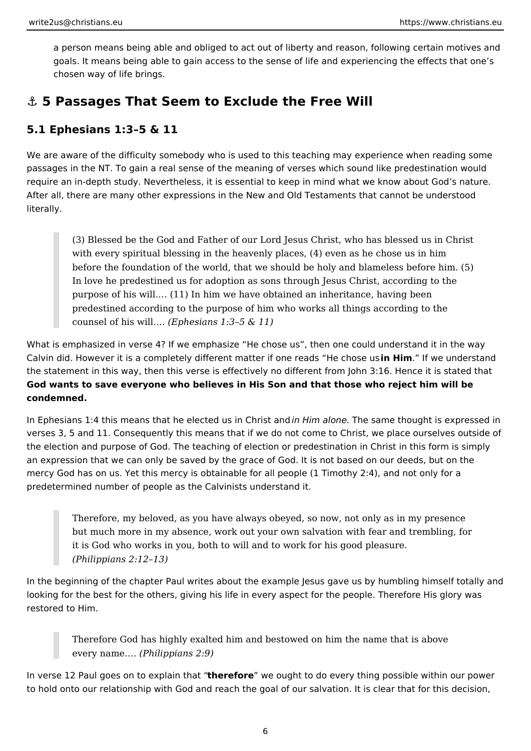a person means being able and obliged to act out of liberty and reason, following certain motives and goals. It means being able to gain access to the sense of life and experiencing the effects that one's chosen way of life brings.

## ⚓ 5 Passages That Seem to Exclude the Free Will

### 5.1 Ephesians 1:3–5 & 11

We are aware of the difficulty somebody who is used to this teaching may experience when reading some passages in the NT. To gain a real sense of the meaning of verses which sound like predestination would require an in-depth study. Nevertheless, it is essential to keep in mind what we know about God's nature. After all, there are many other expressions in the New and Old Testaments that cannot be understood literally.

> (3) Blessed be the God and Father of our Lord Jesus Christ, who has blessed us in Christ with every spiritual blessing in the heavenly places, (4) even as he chose us in him before the foundation of the world, that we should be holy and blameless before him. (5) In love he predestined us for adoption as sons through Jesus Christ, according to the purpose of his will.… (11) In him we have obtained an inheritance, having been predestined according to the purpose of him who works all things according to the counsel of his will.… *(Ephesians 1:3–5 & 11)*

What is emphasized in verse 4? If we emphasize "He chose us", then one could understand it in the way Calvin did. However it is a completely different matter if one reads "He chose us **in Him**." If we understand the statement in this way, then this verse is effectively no different from John 3:16. Hence it is stated that **God wants to save everyone who believes in His Son and that those who reject him will be condemned.**

In Ephesians 1:4 this means that he elected us in Christ and *in Him alone*. The same thought is expressed in verses 3, 5 and 11. Consequently this means that if we do not come to Christ, we place ourselves outside of the election and purpose of God. The teaching of election or predestination in Christ in this form is simply an expression that we can only be saved by the grace of God. It is not based on our deeds, but on the mercy God has on us. Yet this mercy is obtainable for all people (1 Timothy 2:4), and not only for a predetermined number of people as the Calvinists understand it.

> Therefore, my beloved, as you have always obeyed, so now, not only as in my presence but much more in my absence, work out your own salvation with fear and trembling, for it is God who works in you, both to will and to work for his good pleasure.
> *(Philippians 2:12–13)*

In the beginning of the chapter Paul writes about the example Jesus gave us by humbling himself totally and looking for the best for the others, giving his life in every aspect for the people. Therefore His glory was restored to Him.

> Therefore God has highly exalted him and bestowed on him the name that is above every name.… *(Philippians 2:9)*

In verse 12 Paul goes on to explain that "**therefore**" we ought to do every thing possible within our power to hold onto our relationship with God and reach the goal of our salvation. It is clear that for this decision,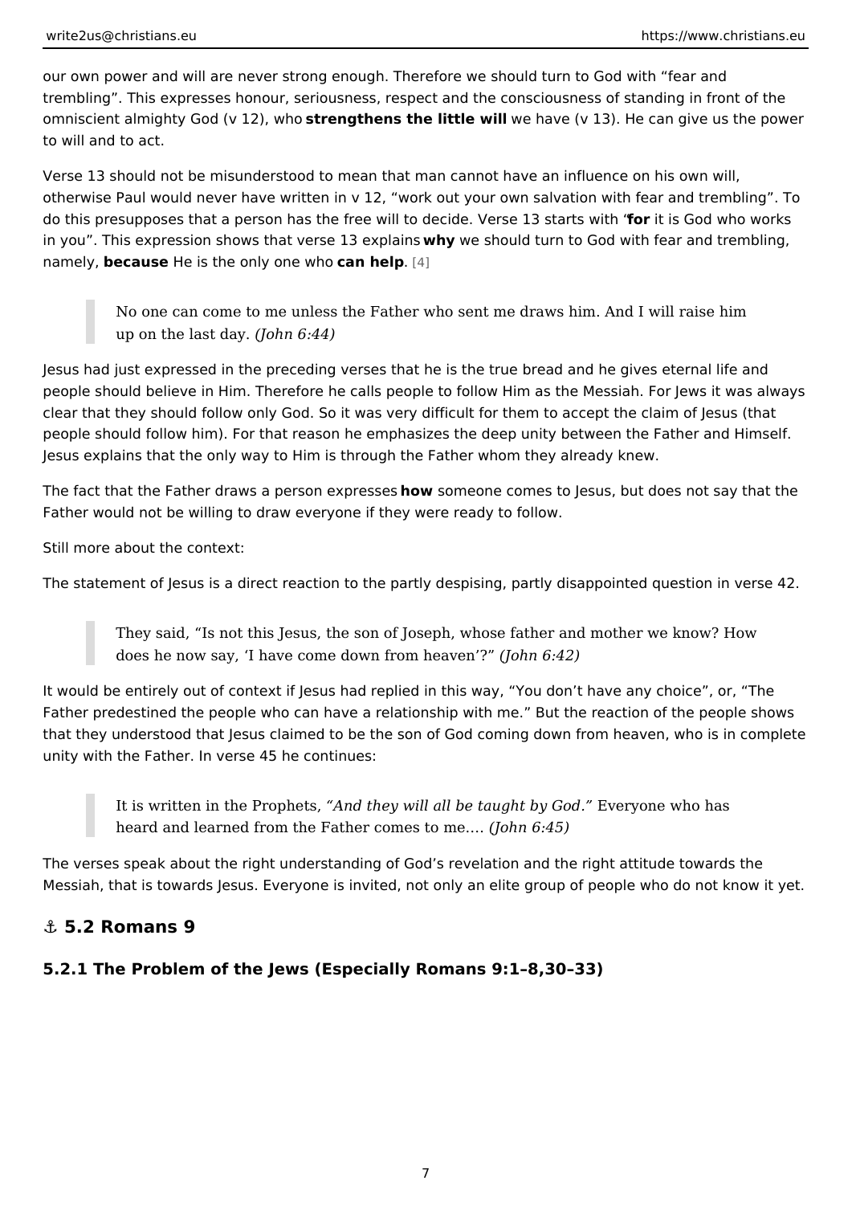our own power and will are never strong enough. Therefore we should turn to God with "fear and trembling". This expresses honour, seriousness, respect and the consciousness of standing in front of the omniscient almighty God (v 12), who **strengthens the little will** we have (v 13). He can give us the power to will and to act.

Verse 13 should not be misunderstood to mean that man cannot have an influence on his own will, otherwise Paul would never have written in v 12, "work out your own salvation with fear and trembling". To do this presupposes that a person has the free will to decide. Verse 13 starts with "**for** it is God who works in you". This expression shows that verse 13 explains **why** we should turn to God with fear and trembling, namely, **because** He is the only one who **can help**. [4]

> No one can come to me unless the Father who sent me draws him. And I will raise him up on the last day. *(John 6:44)*

Jesus had just expressed in the preceding verses that he is the true bread and he gives eternal life and people should believe in Him. Therefore he calls people to follow Him as the Messiah. For Jews it was always clear that they should follow only God. So it was very difficult for them to accept the claim of Jesus (that people should follow him). For that reason he emphasizes the deep unity between the Father and Himself. Jesus explains that the only way to Him is through the Father whom they already knew.

The fact that the Father draws a person expresses **how** someone comes to Jesus, but does not say that the Father would not be willing to draw everyone if they were ready to follow.

Still more about the context:

The statement of Jesus is a direct reaction to the partly despising, partly disappointed question in verse 42.

> They said, "Is not this Jesus, the son of Joseph, whose father and mother we know? How does he now say, 'I have come down from heaven'?" *(John 6:42)*

It would be entirely out of context if Jesus had replied in this way, "You don't have any choice", or, "The Father predestined the people who can have a relationship with me." But the reaction of the people shows that they understood that Jesus claimed to be the son of God coming down from heaven, who is in complete unity with the Father. In verse 45 he continues:

> It is written in the Prophets*, "And they will all be taught by God."* Everyone who has heard and learned from the Father comes to me…. *(John 6:45)*

The verses speak about the right understanding of God's revelation and the right attitude towards the Messiah, that is towards Jesus. Everyone is invited, not only an elite group of people who do not know it yet.

## ⚓ 5.2 Romans 9

### 5.2.1 The Problem of the Jews (Especially Romans 9:1–8,30–33)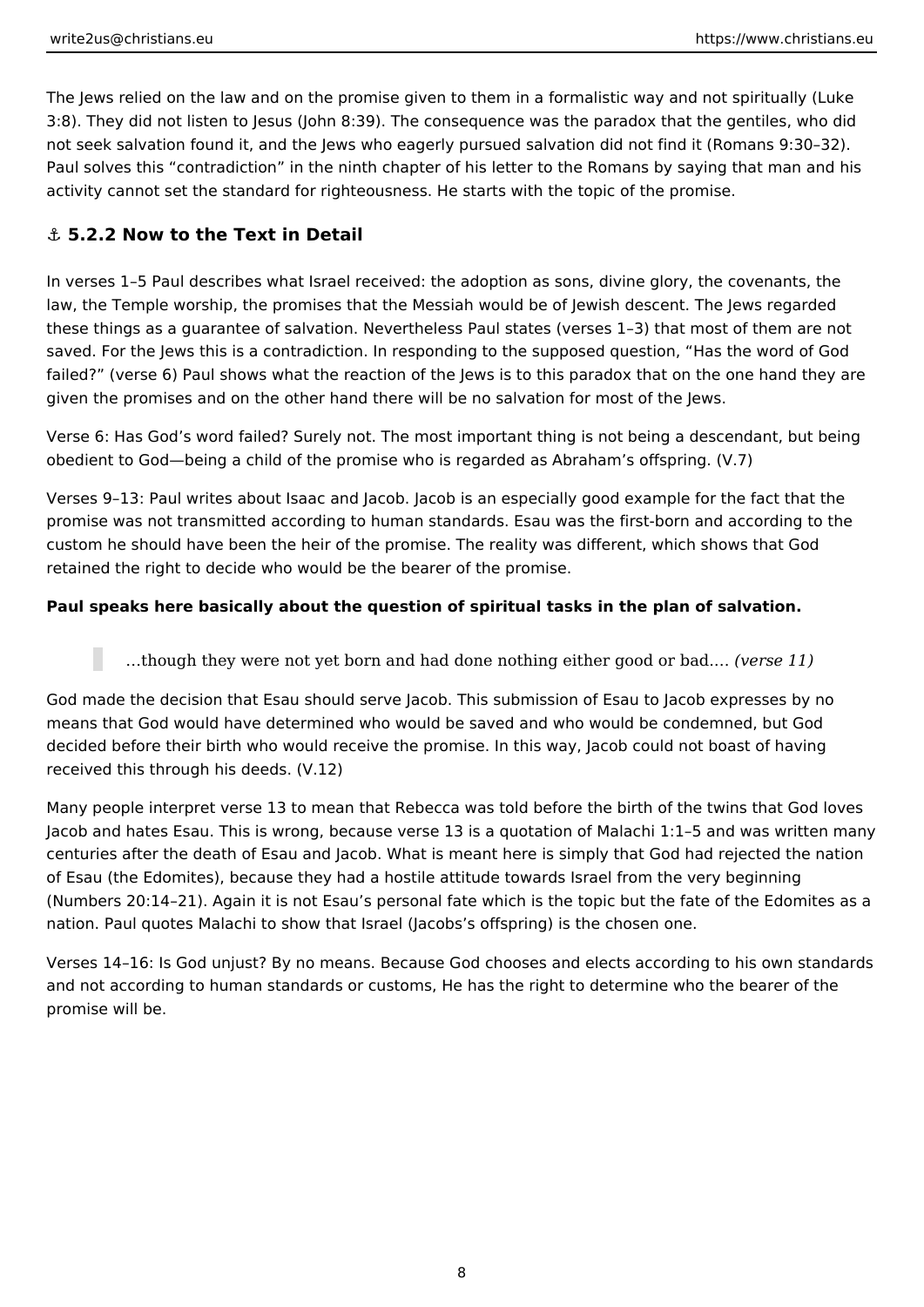The Jews relied on the law and on the promise given to them in a formalistic way and not spiritually (Luke 3:8). They did not listen to Jesus (John 8:39). The consequence was the paradox that the gentiles, who did not seek salvation found it, and the Jews who eagerly pursued salvation did not find it (Romans 9:30–32). Paul solves this “contradiction” in the ninth chapter of his letter to the Romans by saying that man and his activity cannot set the standard for righteousness. He starts with the topic of the promise.

### ⚓ 5.2.2 Now to the Text in Detail

In verses 1–5 Paul describes what Israel received: the adoption as sons, divine glory, the covenants, the law, the Temple worship, the promises that the Messiah would be of Jewish descent. The Jews regarded these things as a guarantee of salvation. Nevertheless Paul states (verses 1–3) that most of them are not saved. For the Jews this is a contradiction. In responding to the supposed question, “Has the word of God failed?” (verse 6) Paul shows what the reaction of the Jews is to this paradox that on the one hand they are given the promises and on the other hand there will be no salvation for most of the Jews.

Verse 6: Has God’s word failed? Surely not. The most important thing is not being a descendant, but being obedient to God—being a child of the promise who is regarded as Abraham’s offspring. (V.7)

Verses 9–13: Paul writes about Isaac and Jacob. Jacob is an especially good example for the fact that the promise was not transmitted according to human standards. Esau was the first-born and according to the custom he should have been the heir of the promise. The reality was different, which shows that God retained the right to decide who would be the bearer of the promise.

**Paul speaks here basically about the question of spiritual tasks in the plan of salvation.**

> …though they were not yet born and had done nothing either good or bad…. *(verse 11)*

God made the decision that Esau should serve Jacob. This submission of Esau to Jacob expresses by no means that God would have determined who would be saved and who would be condemned, but God decided before their birth who would receive the promise. In this way, Jacob could not boast of having received this through his deeds. (V.12)

Many people interpret verse 13 to mean that Rebecca was told before the birth of the twins that God loves Jacob and hates Esau. This is wrong, because verse 13 is a quotation of Malachi 1:1–5 and was written many centuries after the death of Esau and Jacob. What is meant here is simply that God had rejected the nation of Esau (the Edomites), because they had a hostile attitude towards Israel from the very beginning (Numbers 20:14–21). Again it is not Esau’s personal fate which is the topic but the fate of the Edomites as a nation. Paul quotes Malachi to show that Israel (Jacobs’s offspring) is the chosen one.

Verses 14–16: Is God unjust? By no means. Because God chooses and elects according to his own standards and not according to human standards or customs, He has the right to determine who the bearer of the promise will be.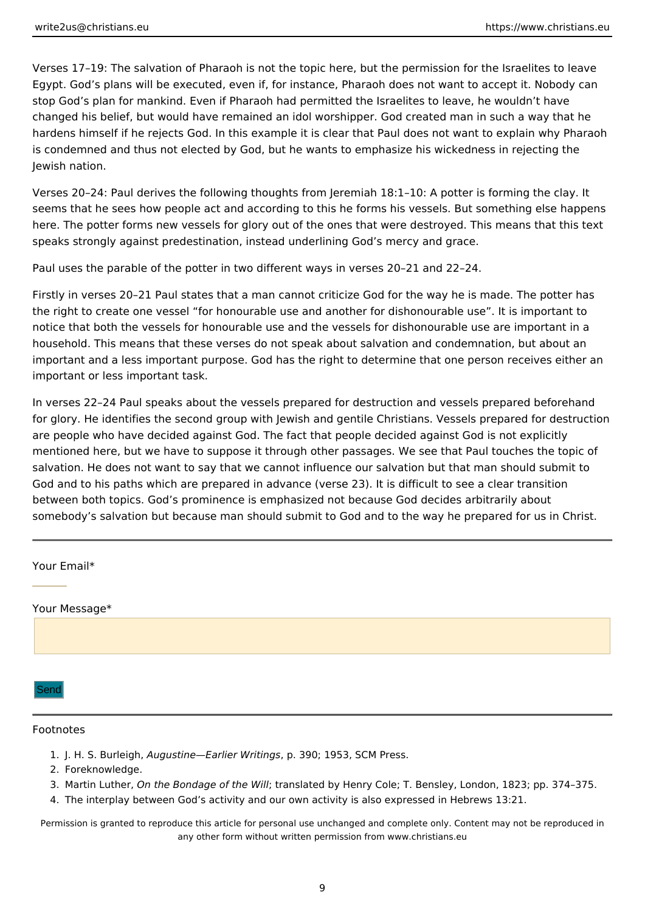Verses 17–19: The salvation of Pharaoh is not the topic here, but the permission for the Israelites to leave Egypt. God's plans will be executed, even if, for instance, Pharaoh does not want to accept it. Nobody can stop God's plan for mankind. Even if Pharaoh had permitted the Israelites to leave, he wouldn't have changed his belief, but would have remained an idol worshipper. God created man in such a way that he hardens himself if he rejects God. In this example it is clear that Paul does not want to explain why Pharaoh is condemned and thus not elected by God, but he wants to emphasize his wickedness in rejecting the Jewish nation.

Verses 20–24: Paul derives the following thoughts from Jeremiah 18:1–10: A potter is forming the clay. It seems that he sees how people act and according to this he forms his vessels. But something else happens here. The potter forms new vessels for glory out of the ones that were destroyed. This means that this text speaks strongly against predestination, instead underlining God's mercy and grace.

Paul uses the parable of the potter in two different ways in verses 20–21 and 22–24.

Firstly in verses 20–21 Paul states that a man cannot criticize God for the way he is made. The potter has the right to create one vessel "for honourable use and another for dishonourable use". It is important to notice that both the vessels for honourable use and the vessels for dishonourable use are important in a household. This means that these verses do not speak about salvation and condemnation, but about an important and a less important purpose. God has the right to determine that one person receives either an important or less important task.

In verses 22–24 Paul speaks about the vessels prepared for destruction and vessels prepared beforehand for glory. He identifies the second group with Jewish and gentile Christians. Vessels prepared for destruction are people who have decided against God. The fact that people decided against God is not explicitly mentioned here, but we have to suppose it through other passages. We see that Paul touches the topic of salvation. He does not want to say that we cannot influence our salvation but that man should submit to God and to his paths which are prepared in advance (verse 23). It is difficult to see a clear transition between both topics. God's prominence is emphasized not because God decides arbitrarily about somebody's salvation but because man should submit to God and to the way he prepared for us in Christ.

---

Your Email*

Your Message*

Send

---

Footnotes

1. J. H. S. Burleigh, *Augustine—Earlier Writings*, p. 390; 1953, SCM Press.
2. Foreknowledge.
3. Martin Luther, *On the Bondage of the Will*; translated by Henry Cole; T. Bensley, London, 1823; pp. 374–375.
4. The interplay between God's activity and our own activity is also expressed in Hebrews 13:21.

Permission is granted to reproduce this article for personal use unchanged and complete only. Content may not be reproduced in any other form without written permission from www.christians.eu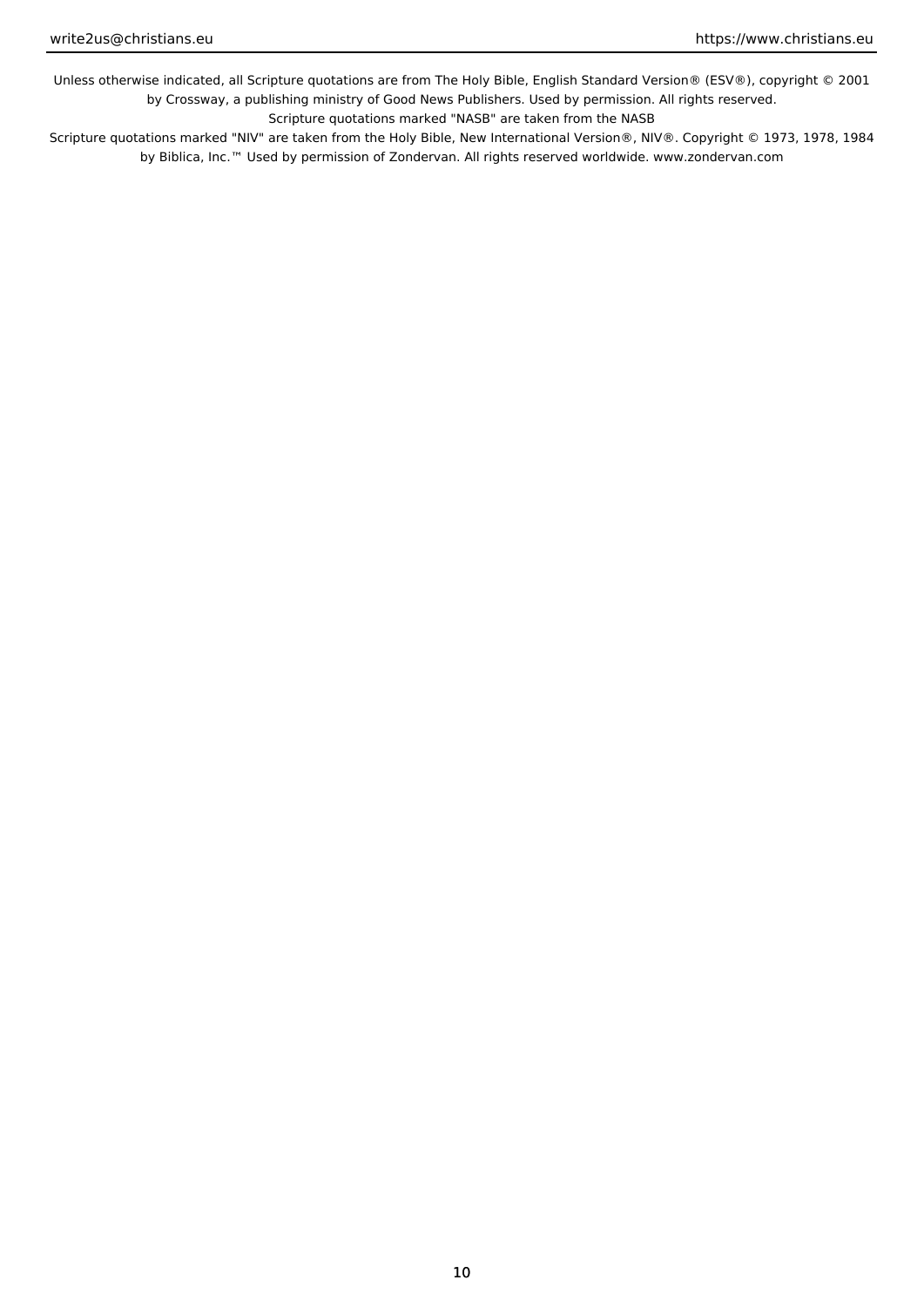Unless otherwise indicated, all Scripture quotations are from The Holy Bible, English Standard Version® (ESV®), copyright © 2001 by Crossway, a publishing ministry of Good News Publishers. Used by permission. All rights reserved.

Scripture quotations marked "NASB" are taken from the NASB

Scripture quotations marked "NIV" are taken from the Holy Bible, New International Version®, NIV®. Copyright © 1973, 1978, 1984 by Biblica, Inc.™ Used by permission of Zondervan. All rights reserved worldwide. www.zondervan.com